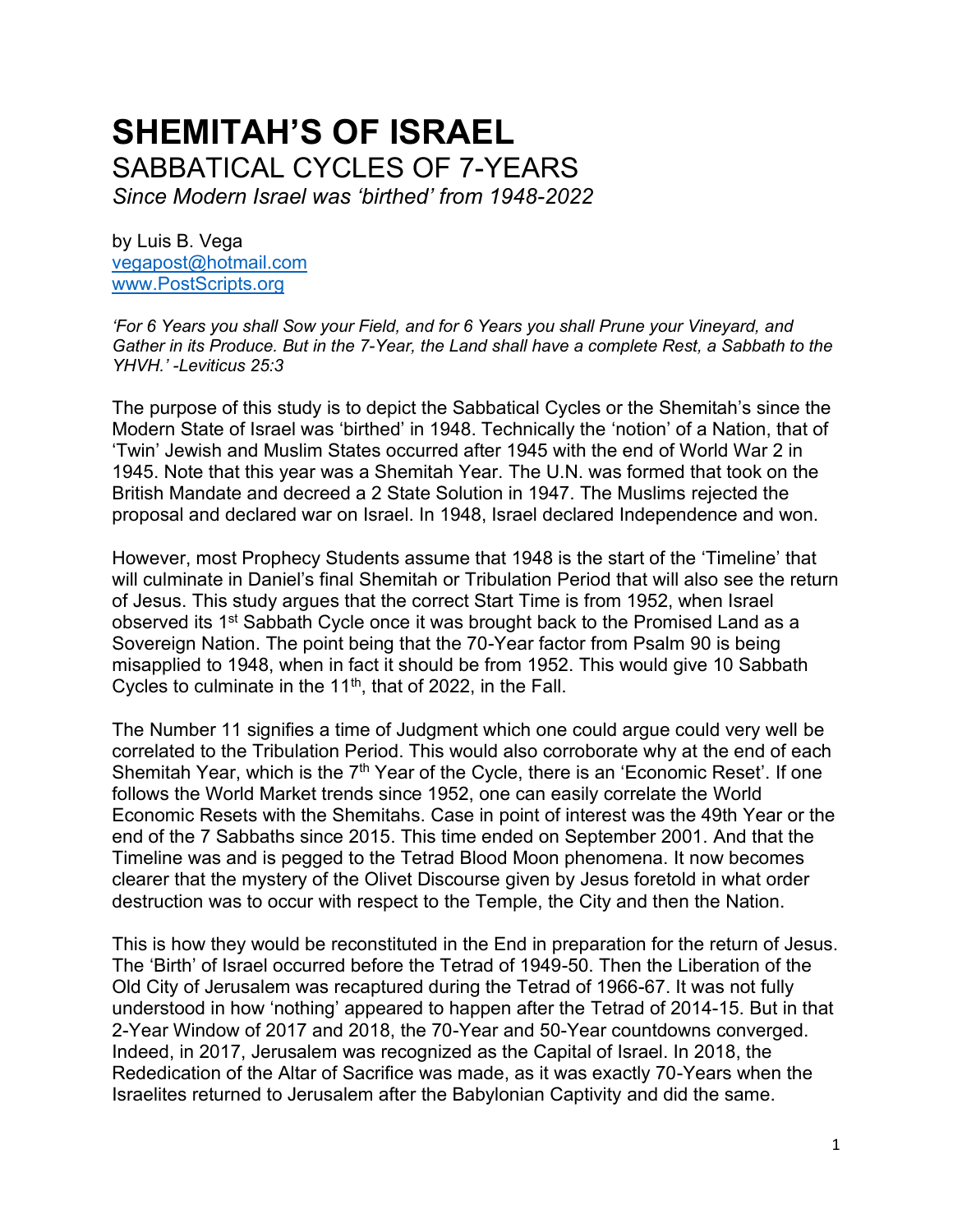# SHEMITAH'S OF ISRAEL

## SABBATICAL CYCLES OF 7-YEARS

*Since Modern Israel was 'birthed' from 1948-2022*

by Luis B. Vega
vegapost@hotmail.com
www.PostScripts.org

*'For 6 Years you shall Sow your Field, and for 6 Years you shall Prune your Vineyard, and Gather in its Produce. But in the 7-Year, the Land shall have a complete Rest, a Sabbath to the YHVH.' -Leviticus 25:3*

The purpose of this study is to depict the Sabbatical Cycles or the Shemitah's since the Modern State of Israel was 'birthed' in 1948. Technically the 'notion' of a Nation, that of 'Twin' Jewish and Muslim States occurred after 1945 with the end of World War 2 in 1945. Note that this year was a Shemitah Year. The U.N. was formed that took on the British Mandate and decreed a 2 State Solution in 1947. The Muslims rejected the proposal and declared war on Israel. In 1948, Israel declared Independence and won.

However, most Prophecy Students assume that 1948 is the start of the 'Timeline' that will culminate in Daniel's final Shemitah or Tribulation Period that will also see the return of Jesus. This study argues that the correct Start Time is from 1952, when Israel observed its 1st Sabbath Cycle once it was brought back to the Promised Land as a Sovereign Nation. The point being that the 70-Year factor from Psalm 90 is being misapplied to 1948, when in fact it should be from 1952. This would give 10 Sabbath Cycles to culminate in the 11th, that of 2022, in the Fall.

The Number 11 signifies a time of Judgment which one could argue could very well be correlated to the Tribulation Period. This would also corroborate why at the end of each Shemitah Year, which is the 7th Year of the Cycle, there is an 'Economic Reset'. If one follows the World Market trends since 1952, one can easily correlate the World Economic Resets with the Shemitahs. Case in point of interest was the 49th Year or the end of the 7 Sabbaths since 2015. This time ended on September 2001. And that the Timeline was and is pegged to the Tetrad Blood Moon phenomena. It now becomes clearer that the mystery of the Olivet Discourse given by Jesus foretold in what order destruction was to occur with respect to the Temple, the City and then the Nation.

This is how they would be reconstituted in the End in preparation for the return of Jesus. The 'Birth' of Israel occurred before the Tetrad of 1949-50. Then the Liberation of the Old City of Jerusalem was recaptured during the Tetrad of 1966-67. It was not fully understood in how 'nothing' appeared to happen after the Tetrad of 2014-15. But in that 2-Year Window of 2017 and 2018, the 70-Year and 50-Year countdowns converged. Indeed, in 2017, Jerusalem was recognized as the Capital of Israel. In 2018, the Rededication of the Altar of Sacrifice was made, as it was exactly 70-Years when the Israelites returned to Jerusalem after the Babylonian Captivity and did the same.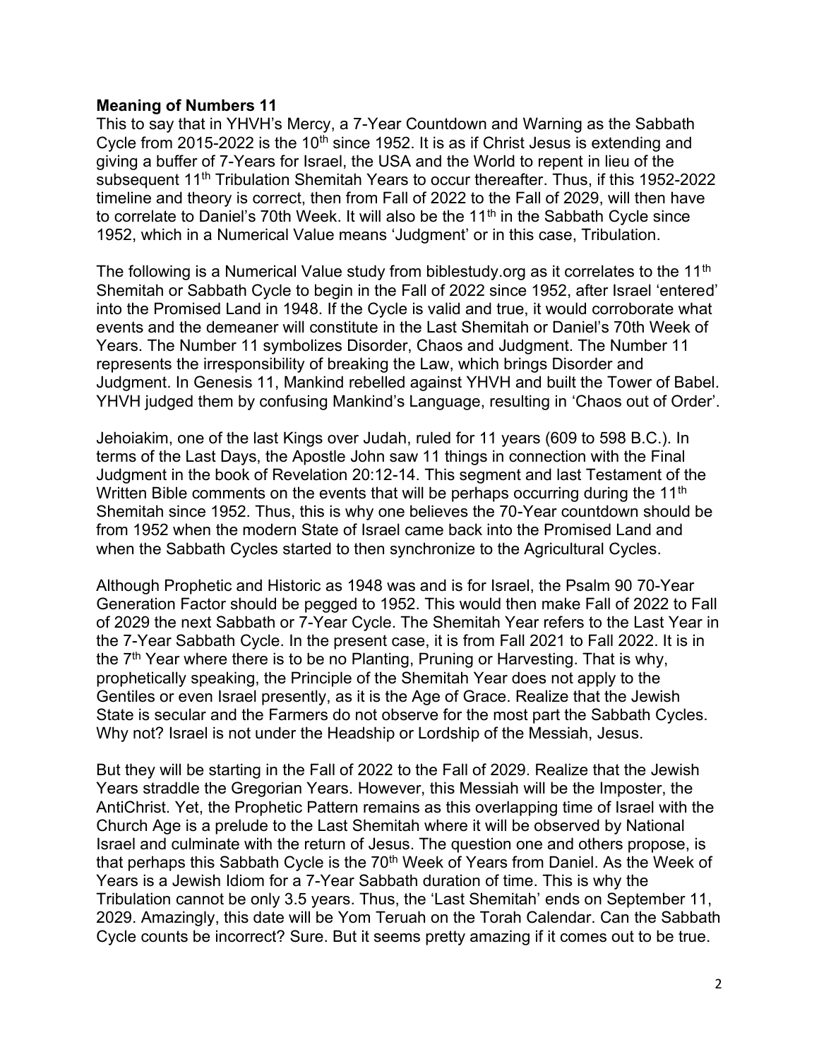**Meaning of Numbers 11**

This to say that in YHVH's Mercy, a 7-Year Countdown and Warning as the Sabbath Cycle from 2015-2022 is the 10th since 1952. It is as if Christ Jesus is extending and giving a buffer of 7-Years for Israel, the USA and the World to repent in lieu of the subsequent 11th Tribulation Shemitah Years to occur thereafter. Thus, if this 1952-2022 timeline and theory is correct, then from Fall of 2022 to the Fall of 2029, will then have to correlate to Daniel's 70th Week. It will also be the 11th in the Sabbath Cycle since 1952, which in a Numerical Value means 'Judgment' or in this case, Tribulation.

The following is a Numerical Value study from biblestudy.org as it correlates to the 11th Shemitah or Sabbath Cycle to begin in the Fall of 2022 since 1952, after Israel 'entered' into the Promised Land in 1948. If the Cycle is valid and true, it would corroborate what events and the demeaner will constitute in the Last Shemitah or Daniel's 70th Week of Years. The Number 11 symbolizes Disorder, Chaos and Judgment. The Number 11 represents the irresponsibility of breaking the Law, which brings Disorder and Judgment. In Genesis 11, Mankind rebelled against YHVH and built the Tower of Babel. YHVH judged them by confusing Mankind's Language, resulting in 'Chaos out of Order'.

Jehoiakim, one of the last Kings over Judah, ruled for 11 years (609 to 598 B.C.). In terms of the Last Days, the Apostle John saw 11 things in connection with the Final Judgment in the book of Revelation 20:12-14. This segment and last Testament of the Written Bible comments on the events that will be perhaps occurring during the 11th Shemitah since 1952. Thus, this is why one believes the 70-Year countdown should be from 1952 when the modern State of Israel came back into the Promised Land and when the Sabbath Cycles started to then synchronize to the Agricultural Cycles.

Although Prophetic and Historic as 1948 was and is for Israel, the Psalm 90 70-Year Generation Factor should be pegged to 1952. This would then make Fall of 2022 to Fall of 2029 the next Sabbath or 7-Year Cycle. The Shemitah Year refers to the Last Year in the 7-Year Sabbath Cycle. In the present case, it is from Fall 2021 to Fall 2022. It is in the 7th Year where there is to be no Planting, Pruning or Harvesting. That is why, prophetically speaking, the Principle of the Shemitah Year does not apply to the Gentiles or even Israel presently, as it is the Age of Grace. Realize that the Jewish State is secular and the Farmers do not observe for the most part the Sabbath Cycles. Why not? Israel is not under the Headship or Lordship of the Messiah, Jesus.

But they will be starting in the Fall of 2022 to the Fall of 2029. Realize that the Jewish Years straddle the Gregorian Years. However, this Messiah will be the Imposter, the AntiChrist. Yet, the Prophetic Pattern remains as this overlapping time of Israel with the Church Age is a prelude to the Last Shemitah where it will be observed by National Israel and culminate with the return of Jesus. The question one and others propose, is that perhaps this Sabbath Cycle is the 70th Week of Years from Daniel. As the Week of Years is a Jewish Idiom for a 7-Year Sabbath duration of time. This is why the Tribulation cannot be only 3.5 years. Thus, the 'Last Shemitah' ends on September 11, 2029. Amazingly, this date will be Yom Teruah on the Torah Calendar. Can the Sabbath Cycle counts be incorrect? Sure. But it seems pretty amazing if it comes out to be true.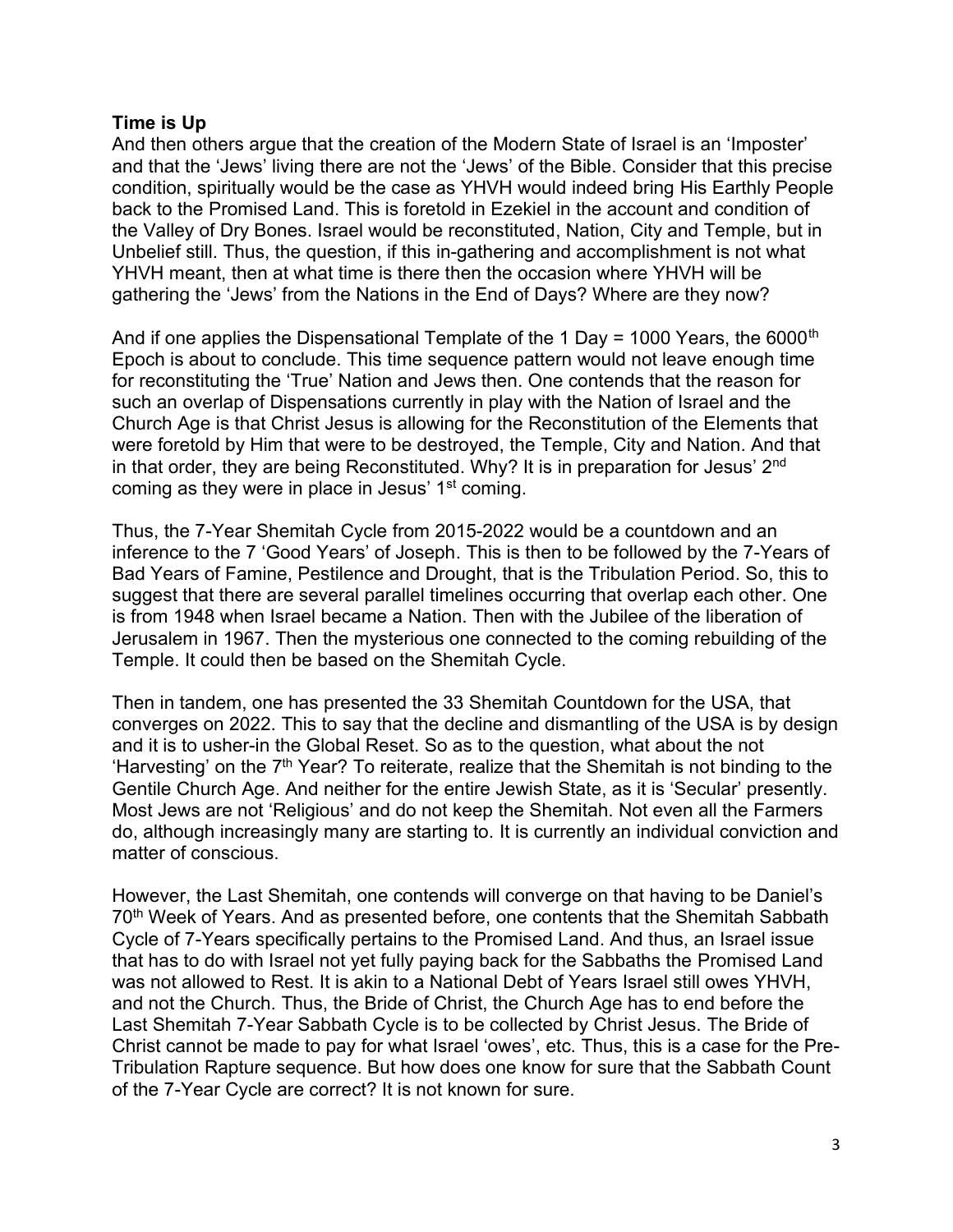**Time is Up**

And then others argue that the creation of the Modern State of Israel is an 'Imposter' and that the 'Jews' living there are not the 'Jews' of the Bible. Consider that this precise condition, spiritually would be the case as YHVH would indeed bring His Earthly People back to the Promised Land. This is foretold in Ezekiel in the account and condition of the Valley of Dry Bones. Israel would be reconstituted, Nation, City and Temple, but in Unbelief still. Thus, the question, if this in-gathering and accomplishment is not what YHVH meant, then at what time is there then the occasion where YHVH will be gathering the 'Jews' from the Nations in the End of Days? Where are they now?

And if one applies the Dispensational Template of the 1 Day = 1000 Years, the 6000th Epoch is about to conclude. This time sequence pattern would not leave enough time for reconstituting the 'True' Nation and Jews then. One contends that the reason for such an overlap of Dispensations currently in play with the Nation of Israel and the Church Age is that Christ Jesus is allowing for the Reconstitution of the Elements that were foretold by Him that were to be destroyed, the Temple, City and Nation. And that in that order, they are being Reconstituted. Why? It is in preparation for Jesus' 2nd coming as they were in place in Jesus' 1st coming.

Thus, the 7-Year Shemitah Cycle from 2015-2022 would be a countdown and an inference to the 7 'Good Years' of Joseph. This is then to be followed by the 7-Years of Bad Years of Famine, Pestilence and Drought, that is the Tribulation Period. So, this to suggest that there are several parallel timelines occurring that overlap each other. One is from 1948 when Israel became a Nation. Then with the Jubilee of the liberation of Jerusalem in 1967. Then the mysterious one connected to the coming rebuilding of the Temple. It could then be based on the Shemitah Cycle.

Then in tandem, one has presented the 33 Shemitah Countdown for the USA, that converges on 2022. This to say that the decline and dismantling of the USA is by design and it is to usher-in the Global Reset. So as to the question, what about the not 'Harvesting' on the 7th Year? To reiterate, realize that the Shemitah is not binding to the Gentile Church Age. And neither for the entire Jewish State, as it is 'Secular' presently. Most Jews are not 'Religious' and do not keep the Shemitah. Not even all the Farmers do, although increasingly many are starting to. It is currently an individual conviction and matter of conscious.

However, the Last Shemitah, one contends will converge on that having to be Daniel's 70th Week of Years. And as presented before, one contents that the Shemitah Sabbath Cycle of 7-Years specifically pertains to the Promised Land. And thus, an Israel issue that has to do with Israel not yet fully paying back for the Sabbaths the Promised Land was not allowed to Rest. It is akin to a National Debt of Years Israel still owes YHVH, and not the Church. Thus, the Bride of Christ, the Church Age has to end before the Last Shemitah 7-Year Sabbath Cycle is to be collected by Christ Jesus. The Bride of Christ cannot be made to pay for what Israel 'owes', etc. Thus, this is a case for the Pre-Tribulation Rapture sequence. But how does one know for sure that the Sabbath Count of the 7-Year Cycle are correct? It is not known for sure.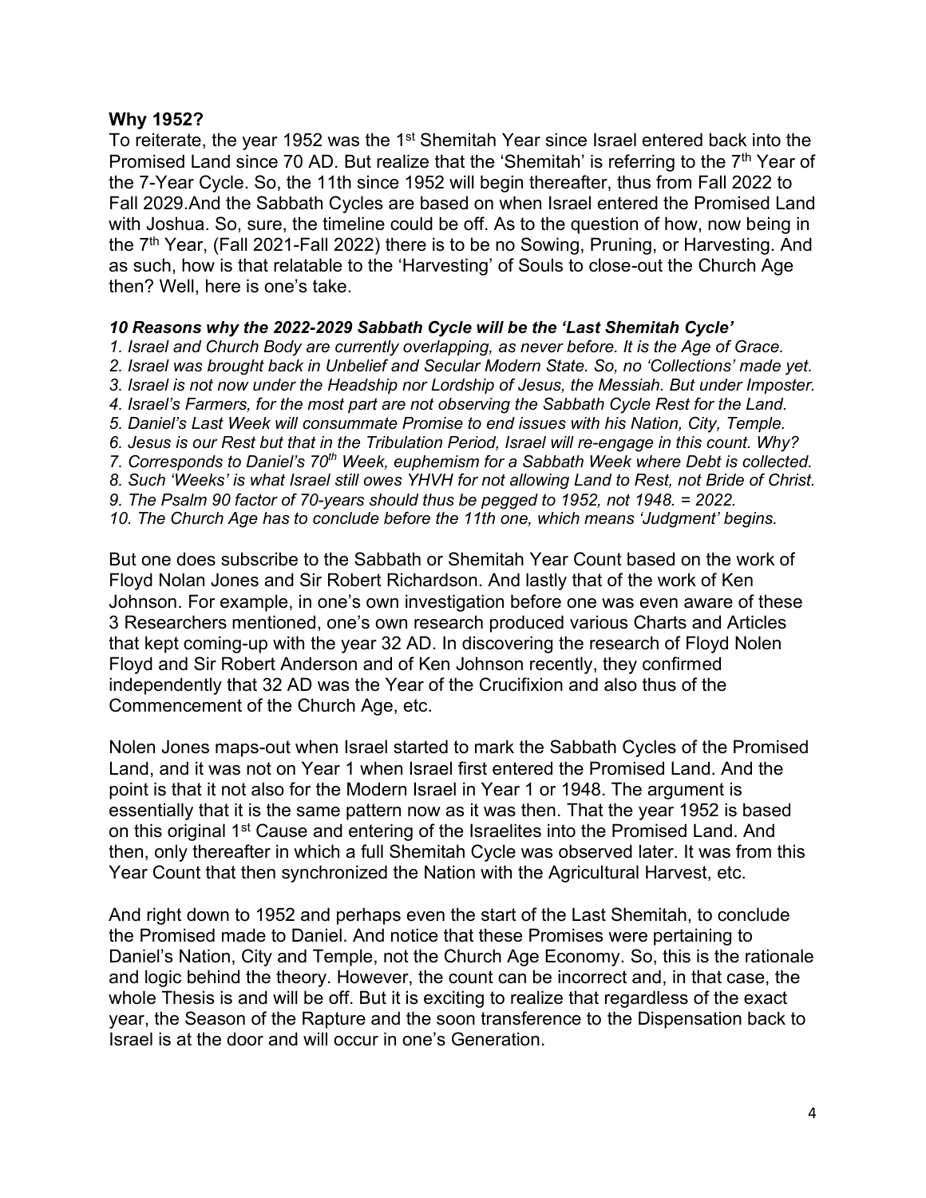**Why 1952?**

To reiterate, the year 1952 was the 1st Shemitah Year since Israel entered back into the Promised Land since 70 AD. But realize that the 'Shemitah' is referring to the 7th Year of the 7-Year Cycle. So, the 11th since 1952 will begin thereafter, thus from Fall 2022 to Fall 2029.And the Sabbath Cycles are based on when Israel entered the Promised Land with Joshua. So, sure, the timeline could be off. As to the question of how, now being in the 7th Year, (Fall 2021-Fall 2022) there is to be no Sowing, Pruning, or Harvesting. And as such, how is that relatable to the 'Harvesting' of Souls to close-out the Church Age then? Well, here is one's take.

***10 Reasons why the 2022-2029 Sabbath Cycle will be the 'Last Shemitah Cycle'***

*1. Israel and Church Body are currently overlapping, as never before. It is the Age of Grace.*
*2. Israel was brought back in Unbelief and Secular Modern State. So, no 'Collections' made yet.*
*3. Israel is not now under the Headship nor Lordship of Jesus, the Messiah. But under Imposter.*
*4. Israel's Farmers, for the most part are not observing the Sabbath Cycle Rest for the Land.*
*5. Daniel's Last Week will consummate Promise to end issues with his Nation, City, Temple.*
*6. Jesus is our Rest but that in the Tribulation Period, Israel will re-engage in this count. Why?*
*7. Corresponds to Daniel's 70th Week, euphemism for a Sabbath Week where Debt is collected.*
*8. Such 'Weeks' is what Israel still owes YHVH for not allowing Land to Rest, not Bride of Christ.*
*9. The Psalm 90 factor of 70-years should thus be pegged to 1952, not 1948. = 2022.*
*10. The Church Age has to conclude before the 11th one, which means 'Judgment' begins.*

But one does subscribe to the Sabbath or Shemitah Year Count based on the work of Floyd Nolan Jones and Sir Robert Richardson. And lastly that of the work of Ken Johnson. For example, in one's own investigation before one was even aware of these 3 Researchers mentioned, one's own research produced various Charts and Articles that kept coming-up with the year 32 AD. In discovering the research of Floyd Nolen Floyd and Sir Robert Anderson and of Ken Johnson recently, they confirmed independently that 32 AD was the Year of the Crucifixion and also thus of the Commencement of the Church Age, etc.

Nolen Jones maps-out when Israel started to mark the Sabbath Cycles of the Promised Land, and it was not on Year 1 when Israel first entered the Promised Land. And the point is that it not also for the Modern Israel in Year 1 or 1948. The argument is essentially that it is the same pattern now as it was then. That the year 1952 is based on this original 1st Cause and entering of the Israelites into the Promised Land. And then, only thereafter in which a full Shemitah Cycle was observed later. It was from this Year Count that then synchronized the Nation with the Agricultural Harvest, etc.

And right down to 1952 and perhaps even the start of the Last Shemitah, to conclude the Promised made to Daniel. And notice that these Promises were pertaining to Daniel's Nation, City and Temple, not the Church Age Economy. So, this is the rationale and logic behind the theory. However, the count can be incorrect and, in that case, the whole Thesis is and will be off. But it is exciting to realize that regardless of the exact year, the Season of the Rapture and the soon transference to the Dispensation back to Israel is at the door and will occur in one's Generation.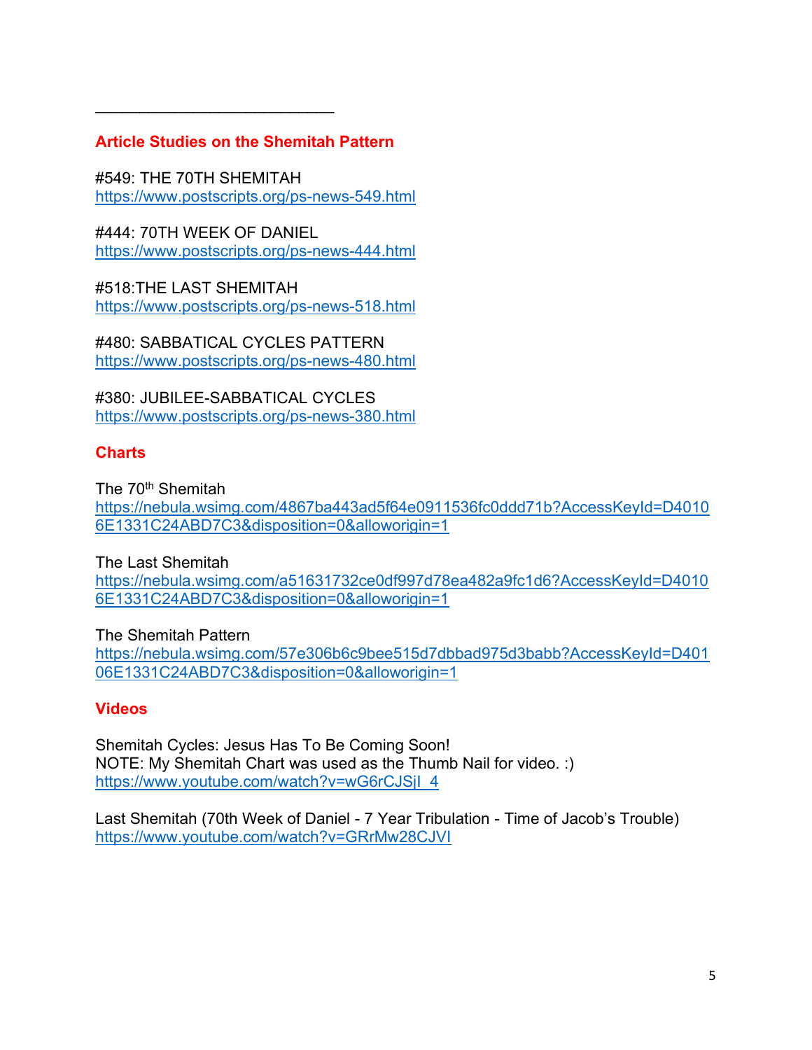___________________________

## Article Studies on the Shemitah Pattern

#549: THE 70TH SHEMITAH
https://www.postscripts.org/ps-news-549.html

#444: 70TH WEEK OF DANIEL
https://www.postscripts.org/ps-news-444.html

#518:THE LAST SHEMITAH
https://www.postscripts.org/ps-news-518.html

#480: SABBATICAL CYCLES PATTERN
https://www.postscripts.org/ps-news-480.html

#380: JUBILEE-SABBATICAL CYCLES
https://www.postscripts.org/ps-news-380.html

## Charts

The 70th Shemitah
https://nebula.wsimg.com/4867ba443ad5f64e0911536fc0ddd71b?AccessKeyId=D40106E1331C24ABD7C3&disposition=0&alloworigin=1

The Last Shemitah
https://nebula.wsimg.com/a51631732ce0df997d78ea482a9fc1d6?AccessKeyId=D40106E1331C24ABD7C3&disposition=0&alloworigin=1

The Shemitah Pattern
https://nebula.wsimg.com/57e306b6c9bee515d7dbbad975d3babb?AccessKeyId=D40106E1331C24ABD7C3&disposition=0&alloworigin=1

## Videos

Shemitah Cycles: Jesus Has To Be Coming Soon!
NOTE: My Shemitah Chart was used as the Thumb Nail for video. :)
https://www.youtube.com/watch?v=wG6rCJSjI_4

Last Shemitah (70th Week of Daniel - 7 Year Tribulation - Time of Jacob's Trouble)
https://www.youtube.com/watch?v=GRrMw28CJVI